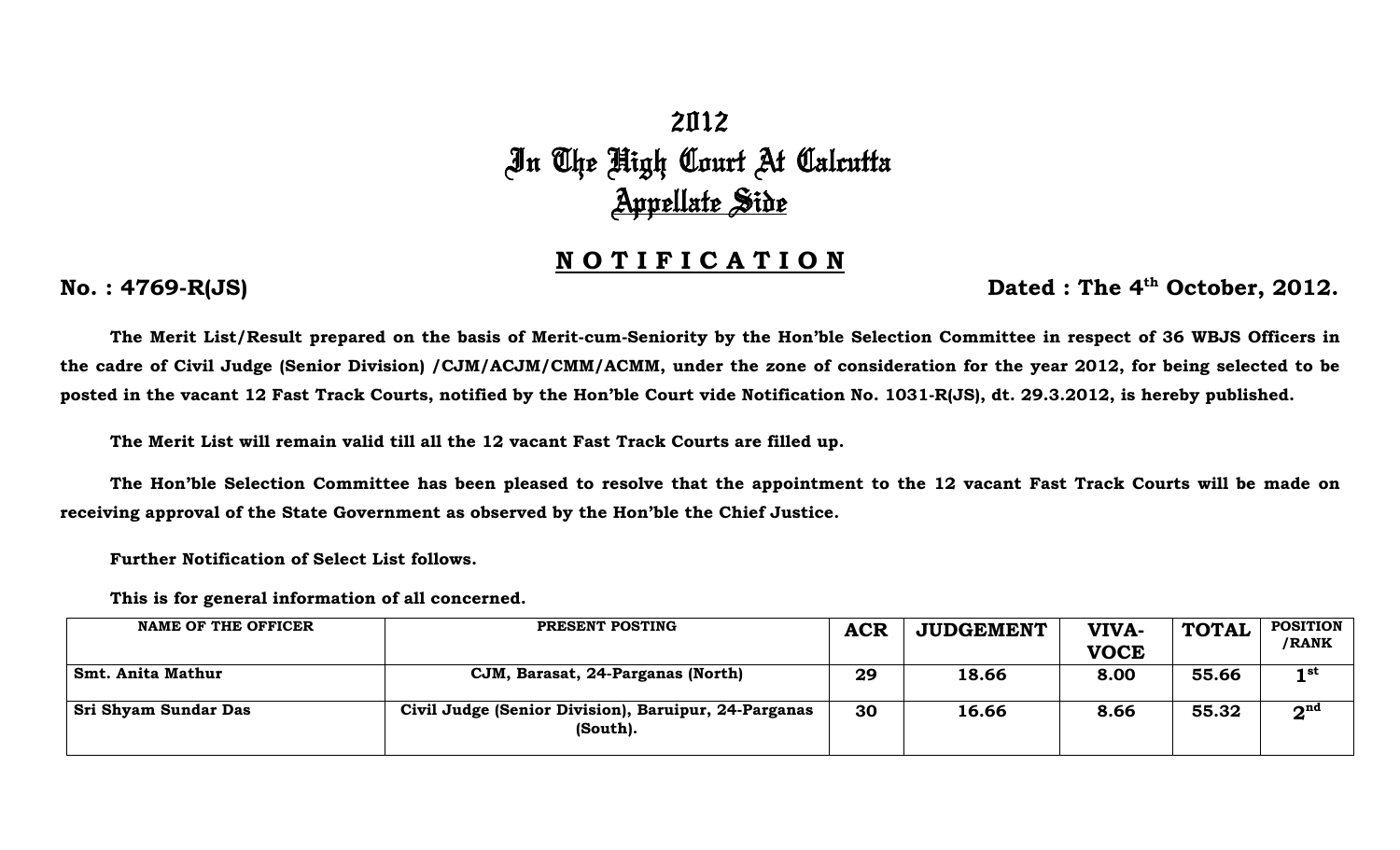# 2012
# In The High Court At Calcutta
## Appellate Side

## NOTIFICATION

**No. : 4769-R(JS)** **Dated : The 4th October, 2012.**

**The Merit List/Result prepared on the basis of Merit-cum-Seniority by the Hon'ble Selection Committee in respect of 36 WBJS Officers in the cadre of Civil Judge (Senior Division) /CJM/ACJM/CMM/ACMM, under the zone of consideration for the year 2012, for being selected to be posted in the vacant 12 Fast Track Courts, notified by the Hon'ble Court vide Notification No. 1031-R(JS), dt. 29.3.2012, is hereby published.**

**The Merit List will remain valid till all the 12 vacant Fast Track Courts are filled up.**

**The Hon'ble Selection Committee has been pleased to resolve that the appointment to the 12 vacant Fast Track Courts will be made on receiving approval of the State Government as observed by the Hon'ble the Chief Justice.**

**Further Notification of Select List follows.**

**This is for general information of all concerned.**

| NAME OF THE OFFICER | PRESENT POSTING | ACR | JUDGEMENT | VIVA-VOCE | TOTAL | POSITION /RANK |
|---|---|---|---|---|---|---|
| Smt. Anita Mathur | CJM, Barasat, 24-Parganas (North) | 29 | 18.66 | 8.00 | 55.66 | 1st |
| Sri Shyam Sundar Das | Civil Judge (Senior Division), Baruipur, 24-Parganas (South). | 30 | 16.66 | 8.66 | 55.32 | 2nd |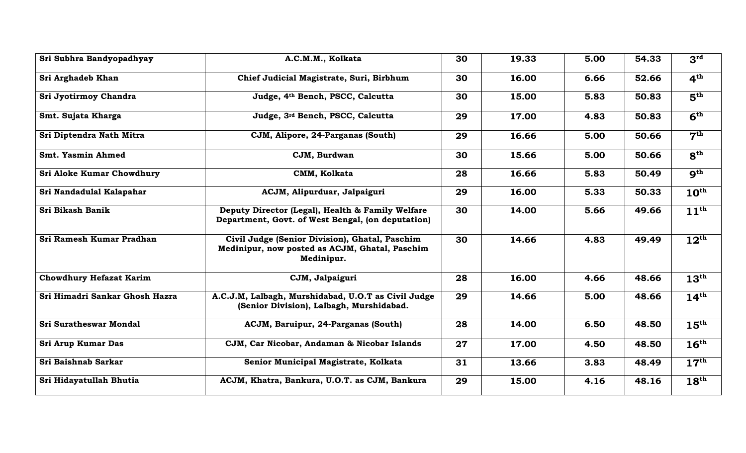| | | | | | | |
|---|---|---|---|---|---|---|
| **Sri Subhra Bandyopadhyay** | **A.C.M.M., Kolkata** | **30** | **19.33** | **5.00** | **54.33** | **3rd** |
| **Sri Arghadeb Khan** | **Chief Judicial Magistrate, Suri, Birbhum** | **30** | **16.00** | **6.66** | **52.66** | **4th** |
| **Sri Jyotirmoy Chandra** | **Judge, 4th Bench, PSCC, Calcutta** | **30** | **15.00** | **5.83** | **50.83** | **5th** |
| **Smt. Sujata Kharga** | **Judge, 3rd Bench, PSCC, Calcutta** | **29** | **17.00** | **4.83** | **50.83** | **6th** |
| **Sri Diptendra Nath Mitra** | **CJM, Alipore, 24-Parganas (South)** | **29** | **16.66** | **5.00** | **50.66** | **7th** |
| **Smt. Yasmin Ahmed** | **CJM, Burdwan** | **30** | **15.66** | **5.00** | **50.66** | **8th** |
| **Sri Aloke Kumar Chowdhury** | **CMM, Kolkata** | **28** | **16.66** | **5.83** | **50.49** | **9th** |
| **Sri Nandadulal Kalapahar** | **ACJM, Alipurduar, Jalpaiguri** | **29** | **16.00** | **5.33** | **50.33** | **10th** |
| **Sri Bikash Banik** | **Deputy Director (Legal), Health & Family Welfare Department, Govt. of West Bengal, (on deputation)** | **30** | **14.00** | **5.66** | **49.66** | **11th** |
| **Sri Ramesh Kumar Pradhan** | **Civil Judge (Senior Division), Ghatal, Paschim Medinipur, now posted as ACJM, Ghatal, Paschim Medinipur.** | **30** | **14.66** | **4.83** | **49.49** | **12th** |
| **Chowdhury Hefazat Karim** | **CJM, Jalpaiguri** | **28** | **16.00** | **4.66** | **48.66** | **13th** |
| **Sri Himadri Sankar Ghosh Hazra** | **A.C.J.M, Lalbagh, Murshidabad, U.O.T as Civil Judge (Senior Division), Lalbagh, Murshidabad.** | **29** | **14.66** | **5.00** | **48.66** | **14th** |
| **Sri Suratheswar Mondal** | **ACJM, Baruipur, 24-Parganas (South)** | **28** | **14.00** | **6.50** | **48.50** | **15th** |
| **Sri Arup Kumar Das** | **CJM, Car Nicobar, Andaman & Nicobar Islands** | **27** | **17.00** | **4.50** | **48.50** | **16th** |
| **Sri Baishnab Sarkar** | **Senior Municipal Magistrate, Kolkata** | **31** | **13.66** | **3.83** | **48.49** | **17th** |
| **Sri Hidayatullah Bhutia** | **ACJM, Khatra, Bankura, U.O.T. as CJM, Bankura** | **29** | **15.00** | **4.16** | **48.16** | **18th** |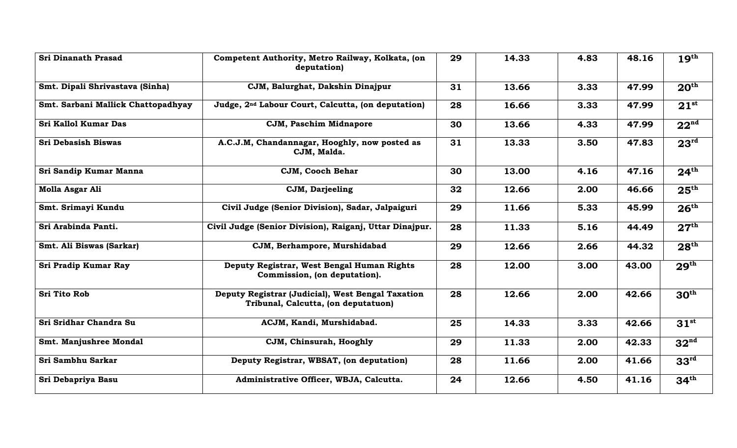| | | | | | | |
|---|---|---|---|---|---|---|
| Sri Dinanath Prasad | Competent Authority, Metro Railway, Kolkata, (on deputation) | 29 | 14.33 | 4.83 | 48.16 | 19th |
| Smt. Dipali Shrivastava (Sinha) | CJM, Balurghat, Dakshin Dinajpur | 31 | 13.66 | 3.33 | 47.99 | 20th |
| Smt. Sarbani Mallick Chattopadhyay | Judge, 2nd Labour Court, Calcutta, (on deputation) | 28 | 16.66 | 3.33 | 47.99 | 21st |
| Sri Kallol Kumar Das | CJM, Paschim Midnapore | 30 | 13.66 | 4.33 | 47.99 | 22nd |
| Sri Debasish Biswas | A.C.J.M, Chandannagar, Hooghly, now posted as CJM, Malda. | 31 | 13.33 | 3.50 | 47.83 | 23rd |
| Sri Sandip Kumar Manna | CJM, Cooch Behar | 30 | 13.00 | 4.16 | 47.16 | 24th |
| Molla Asgar Ali | CJM, Darjeeling | 32 | 12.66 | 2.00 | 46.66 | 25th |
| Smt. Srimayi Kundu | Civil Judge (Senior Division), Sadar, Jalpaiguri | 29 | 11.66 | 5.33 | 45.99 | 26th |
| Sri Arabinda Panti. | Civil Judge (Senior Division), Raiganj, Uttar Dinajpur. | 28 | 11.33 | 5.16 | 44.49 | 27th |
| Smt. Ali Biswas (Sarkar) | CJM, Berhampore, Murshidabad | 29 | 12.66 | 2.66 | 44.32 | 28th |
| Sri Pradip Kumar Ray | Deputy Registrar, West Bengal Human Rights Commission, (on deputation). | 28 | 12.00 | 3.00 | 43.00 | 29th |
| Sri Tito Rob | Deputy Registrar (Judicial), West Bengal Taxation Tribunal, Calcutta, (on deputatuon) | 28 | 12.66 | 2.00 | 42.66 | 30th |
| Sri Sridhar Chandra Su | ACJM, Kandi, Murshidabad. | 25 | 14.33 | 3.33 | 42.66 | 31st |
| Smt. Manjushree Mondal | CJM, Chinsurah, Hooghly | 29 | 11.33 | 2.00 | 42.33 | 32nd |
| Sri Sambhu Sarkar | Deputy Registrar, WBSAT, (on deputation) | 28 | 11.66 | 2.00 | 41.66 | 33rd |
| Sri Debapriya Basu | Administrative Officer, WBJA, Calcutta. | 24 | 12.66 | 4.50 | 41.16 | 34th |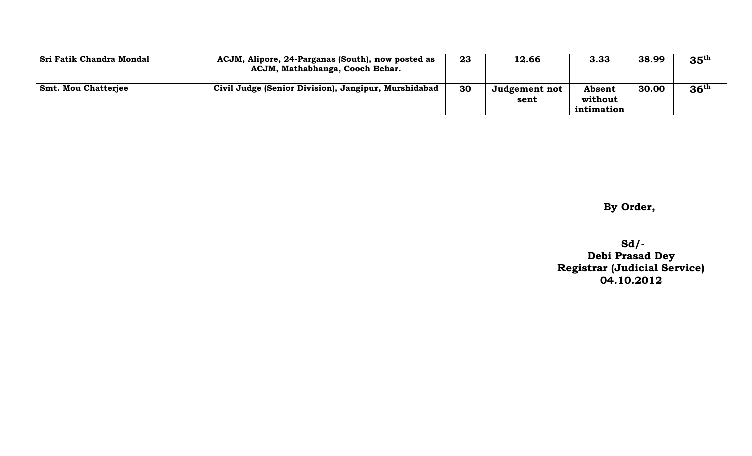| | | | | | | |
|---|---|---|---|---|---|---|
| **Sri Fatik Chandra Mondal** | **ACJM, Alipore, 24-Parganas (South), now posted as ACJM, Mathabhanga, Cooch Behar.** | **23** | **12.66** | **3.33** | **38.99** | **35th** |
| **Smt. Mou Chatterjee** | **Civil Judge (Senior Division), Jangipur, Murshidabad** | **30** | **Judgement not sent** | **Absent without intimation** | **30.00** | **36th** |

**By Order,**

**Sd/-**
**Debi Prasad Dey**
**Registrar (Judicial Service)**
**04.10.2012**